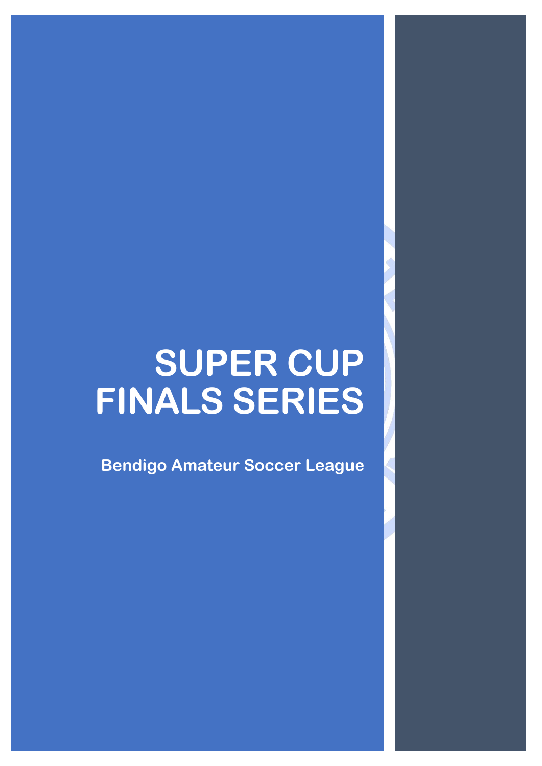# SUPER CUP FINALS SERIES

**Bendigo Amateur Soccer League**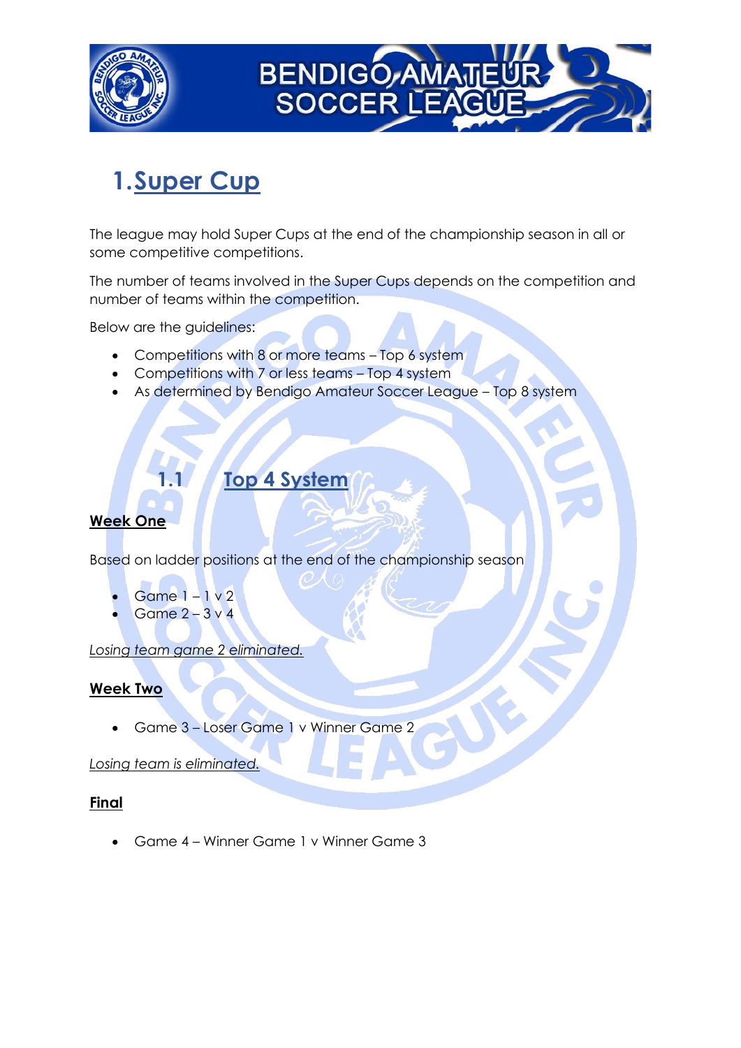# 1. Super Cup

The league may hold Super Cups at the end of the championship season in all or some competitive competitions.

The number of teams involved in the Super Cups depends on the competition and number of teams within the competition.

Below are the guidelines:

- Competitions with 8 or more teams – Top 6 system
- Competitions with 7 or less teams – Top 4 system
- As determined by Bendigo Amateur Soccer League – Top 8 system

## 1.1 Top 4 System

**Week One**

Based on ladder positions at the end of the championship season

- Game 1 – 1 v 2
- Game 2 – 3 v 4

*Losing team game 2 eliminated.*

**Week Two**

- Game 3 – Loser Game 1 v Winner Game 2

*Losing team is eliminated.*

**Final**

- Game 4 – Winner Game 1 v Winner Game 3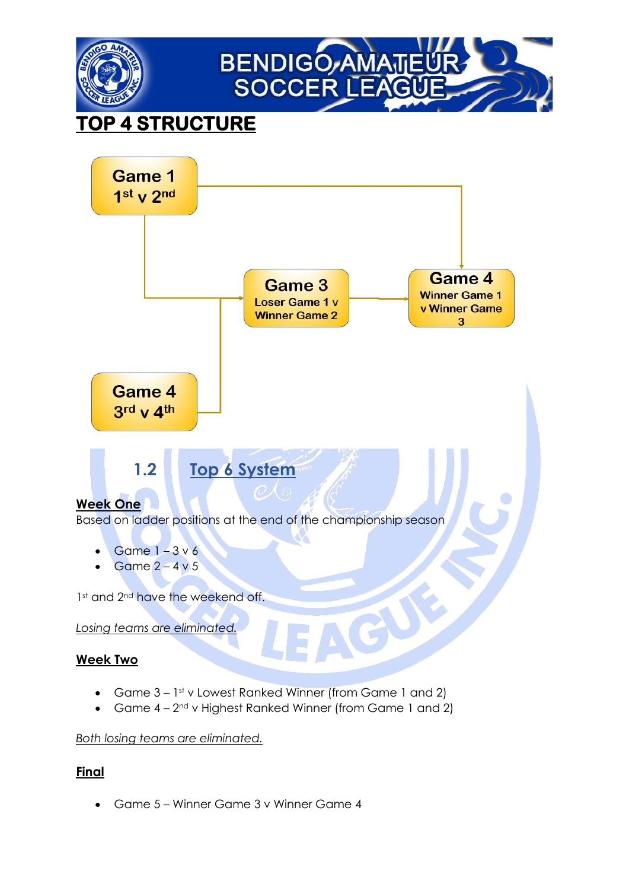# TOP 4 STRUCTURE

**Game 1**
**1st v 2nd**

**Game 3**
**Loser Game 1 v Winner Game 2**

**Game 4**
**Winner Game 1 v Winner Game 3**

**Game 4**
**3rd v 4th**

## 1.2 Top 6 System

**Week One**

Based on ladder positions at the end of the championship season

- Game 1 – 3 v 6
- Game 2 – 4 v 5

1st and 2nd have the weekend off.

*Losing teams are eliminated.*

**Week Two**

- Game 3 – 1st v Lowest Ranked Winner (from Game 1 and 2)
- Game 4 – 2nd v Highest Ranked Winner (from Game 1 and 2)

*Both losing teams are eliminated.*

**Final**

- Game 5 – Winner Game 3 v Winner Game 4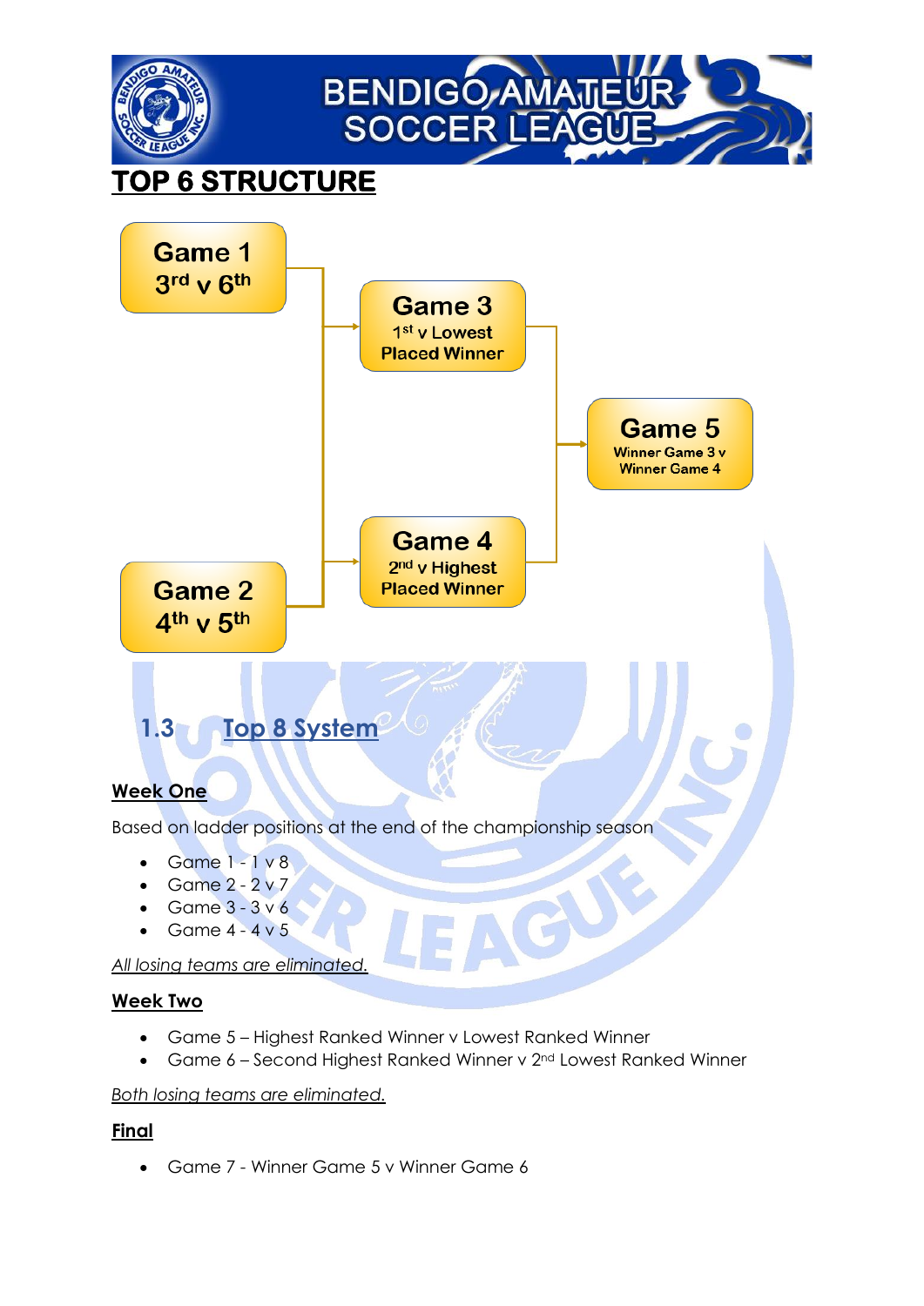## TOP 6 STRUCTURE

**Game 1**
3rd v 6th

**Game 2**
4th v 5th

**Game 3**
1st v Lowest Placed Winner

**Game 4**
2nd v Highest Placed Winner

**Game 5**
Winner Game 3 v Winner Game 4

## 1.3 Top 8 System

**Week One**

Based on ladder positions at the end of the championship season

- Game 1 - 1 v 8
- Game 2 - 2 v 7
- Game 3 - 3 v 6
- Game 4 - 4 v 5

*All losing teams are eliminated.*

**Week Two**

- Game 5 – Highest Ranked Winner v Lowest Ranked Winner
- Game 6 – Second Highest Ranked Winner v 2nd Lowest Ranked Winner

*Both losing teams are eliminated.*

**Final**

- Game 7 - Winner Game 5 v Winner Game 6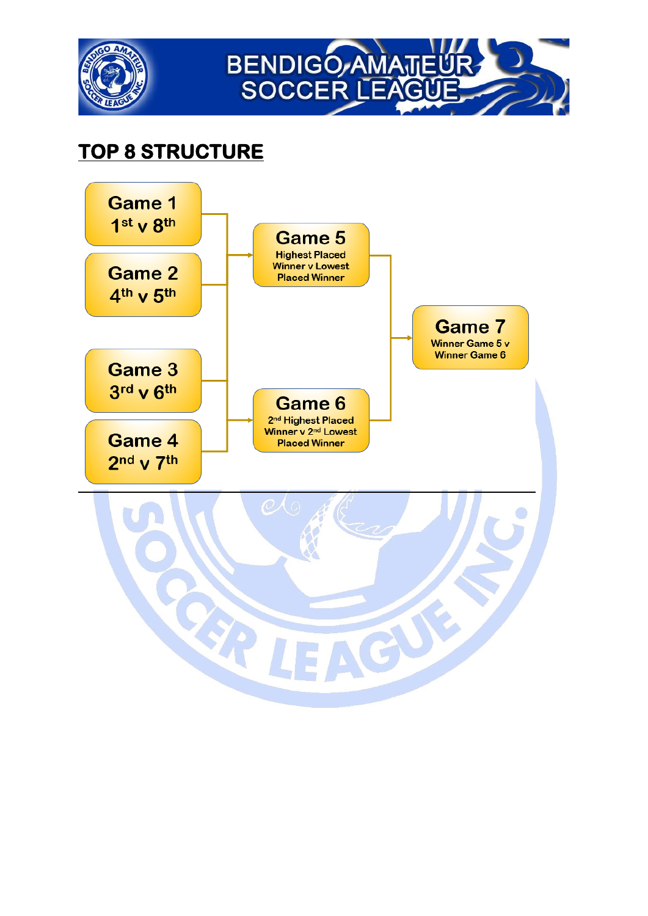# BENDIGO AMATEUR SOCCER LEAGUE

## TOP 8 STRUCTURE

Game 1
1st v 8th

Game 2
4th v 5th

Game 3
3rd v 6th

Game 4
2nd v 7th

Game 5
Highest Placed Winner v Lowest Placed Winner

Game 6
2nd Highest Placed Winner v 2nd Lowest Placed Winner

Game 7
Winner Game 5 v Winner Game 6